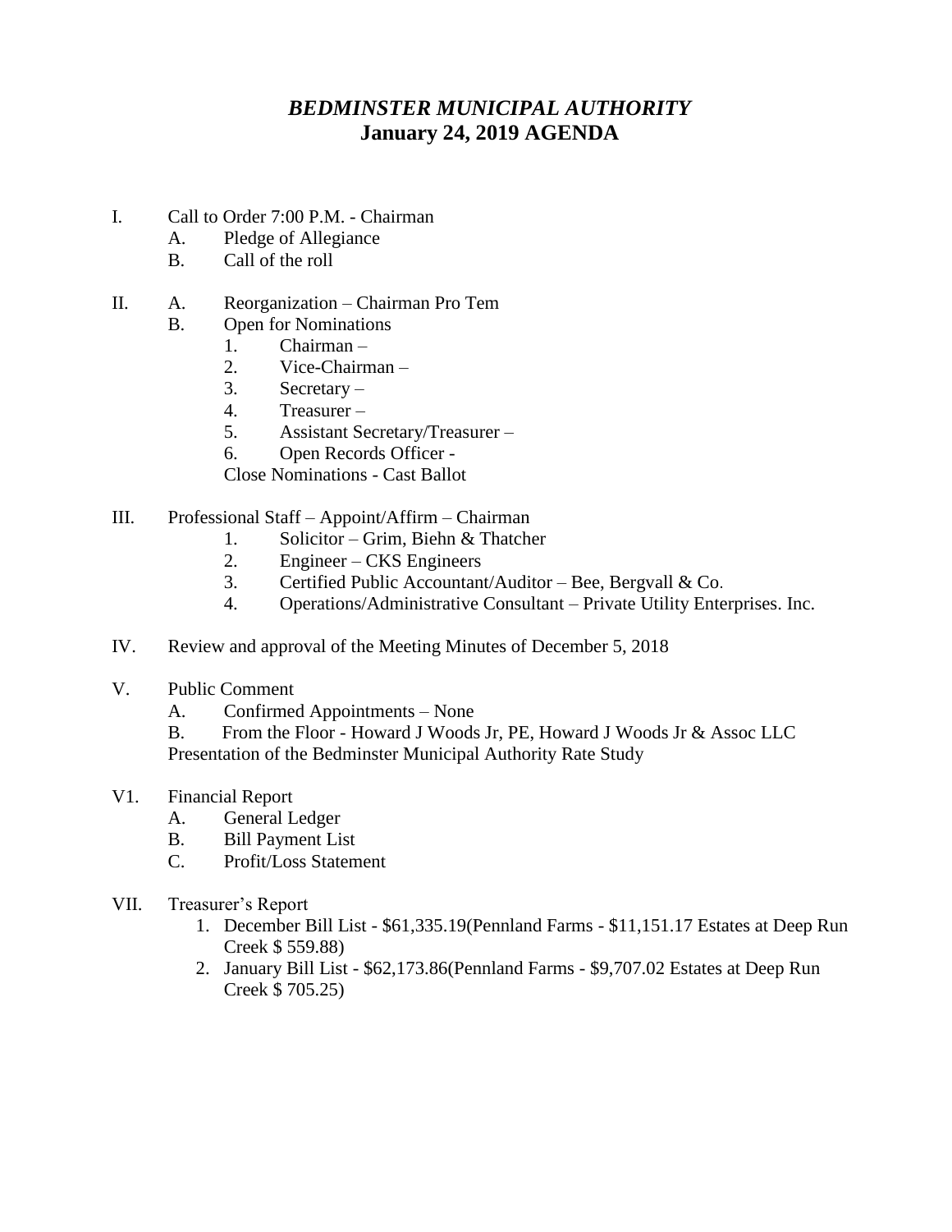# *BEDMINSTER MUNICIPAL AUTHORITY*
## January 24, 2019 AGENDA

I. Call to Order 7:00 P.M. - Chairman
   - A. Pledge of Allegiance
   - B. Call of the roll

II. A. Reorganization – Chairman Pro Tem
   - B. Open for Nominations
     1. Chairman –
     2. Vice-Chairman –
     3. Secretary –
     4. Treasurer –
     5. Assistant Secretary/Treasurer –
     6. Open Records Officer -

     Close Nominations - Cast Ballot

III. Professional Staff – Appoint/Affirm – Chairman
   1. Solicitor – Grim, Biehn & Thatcher
   2. Engineer – CKS Engineers
   3. Certified Public Accountant/Auditor – Bee, Bergvall & Co.
   4. Operations/Administrative Consultant – Private Utility Enterprises. Inc.

IV. Review and approval of the Meeting Minutes of December 5, 2018

V. Public Comment
   - A. Confirmed Appointments – None
   - B. From the Floor - Howard J Woods Jr, PE, Howard J Woods Jr & Assoc LLC Presentation of the Bedminster Municipal Authority Rate Study

V1. Financial Report
   - A. General Ledger
   - B. Bill Payment List
   - C. Profit/Loss Statement

VII. Treasurer's Report
   1. December Bill List - $61,335.19(Pennland Farms - $11,151.17 Estates at Deep Run Creek $ 559.88)
   2. January Bill List - $62,173.86(Pennland Farms - $9,707.02 Estates at Deep Run Creek $ 705.25)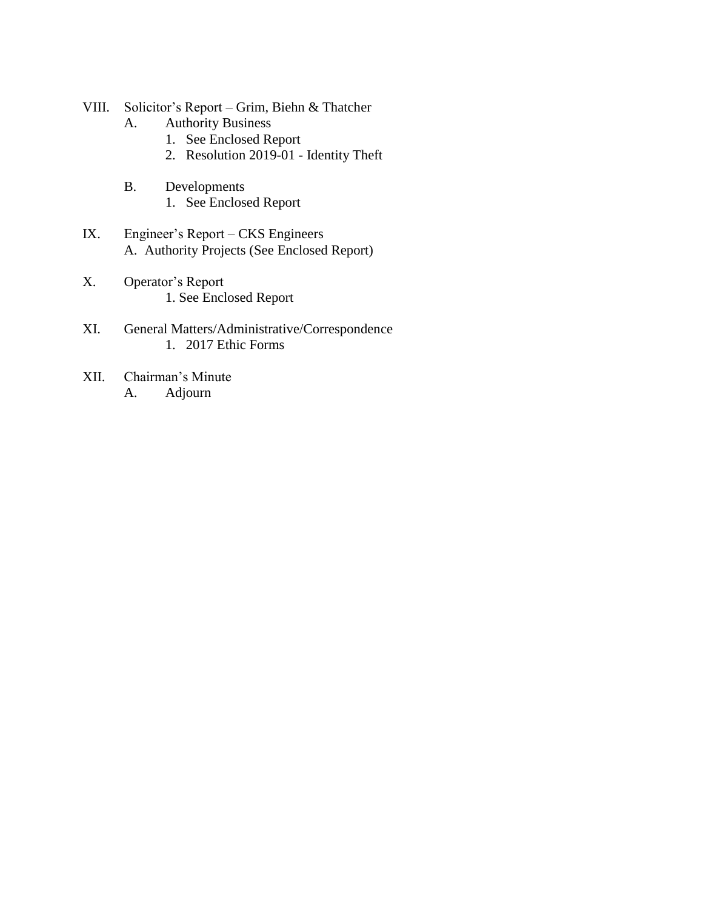VIII. Solicitor's Report – Grim, Biehn & Thatcher
  A. Authority Business
    1. See Enclosed Report
    2. Resolution 2019-01 - Identity Theft

  B. Developments
    1. See Enclosed Report

IX. Engineer's Report – CKS Engineers
  A. Authority Projects (See Enclosed Report)

X. Operator's Report
    1. See Enclosed Report

XI. General Matters/Administrative/Correspondence
    1. 2017 Ethic Forms

XII. Chairman's Minute
  A. Adjourn